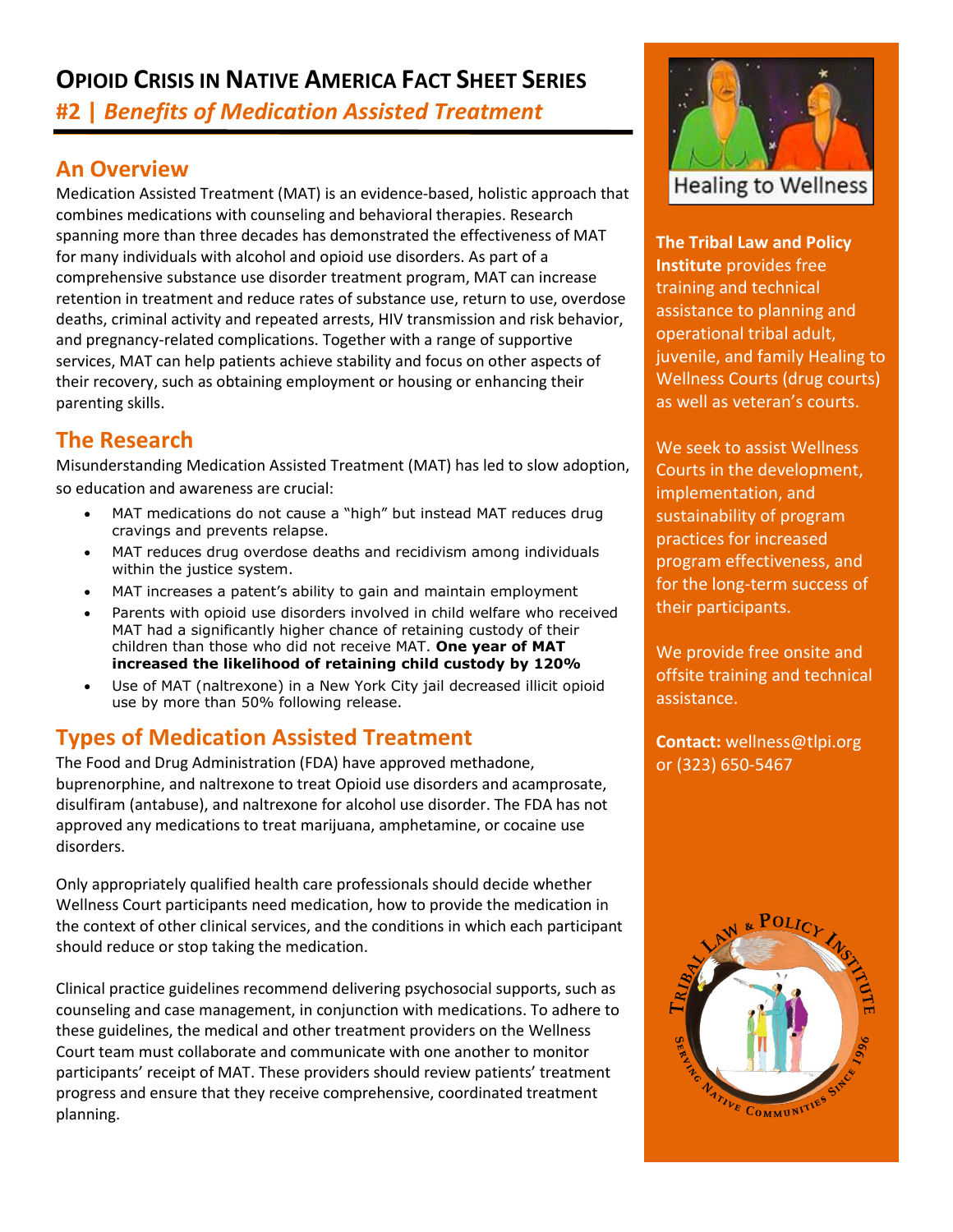# Opioid Crisis in Native America Fact Sheet Series

## #2 | *Benefits of Medication Assisted Treatment*

## An Overview

Medication Assisted Treatment (MAT) is an evidence-based, holistic approach that combines medications with counseling and behavioral therapies. Research spanning more than three decades has demonstrated the effectiveness of MAT for many individuals with alcohol and opioid use disorders. As part of a comprehensive substance use disorder treatment program, MAT can increase retention in treatment and reduce rates of substance use, return to use, overdose deaths, criminal activity and repeated arrests, HIV transmission and risk behavior, and pregnancy-related complications. Together with a range of supportive services, MAT can help patients achieve stability and focus on other aspects of their recovery, such as obtaining employment or housing or enhancing their parenting skills.

## The Research

Misunderstanding Medication Assisted Treatment (MAT) has led to slow adoption, so education and awareness are crucial:

- MAT medications do not cause a "high" but instead MAT reduces drug cravings and prevents relapse.
- MAT reduces drug overdose deaths and recidivism among individuals within the justice system.
- MAT increases a patent's ability to gain and maintain employment
- Parents with opioid use disorders involved in child welfare who received MAT had a significantly higher chance of retaining custody of their children than those who did not receive MAT. **One year of MAT increased the likelihood of retaining child custody by 120%**
- Use of MAT (naltrexone) in a New York City jail decreased illicit opioid use by more than 50% following release.

## Types of Medication Assisted Treatment

The Food and Drug Administration (FDA) have approved methadone, buprenorphine, and naltrexone to treat Opioid use disorders and acamprosate, disulfiram (antabuse), and naltrexone for alcohol use disorder. The FDA has not approved any medications to treat marijuana, amphetamine, or cocaine use disorders.

Only appropriately qualified health care professionals should decide whether Wellness Court participants need medication, how to provide the medication in the context of other clinical services, and the conditions in which each participant should reduce or stop taking the medication.

Clinical practice guidelines recommend delivering psychosocial supports, such as counseling and case management, in conjunction with medications. To adhere to these guidelines, the medical and other treatment providers on the Wellness Court team must collaborate and communicate with one another to monitor participants' receipt of MAT. These providers should review patients' treatment progress and ensure that they receive comprehensive, coordinated treatment planning.

---

Healing to Wellness

**The Tribal Law and Policy Institute** provides free training and technical assistance to planning and operational tribal adult, juvenile, and family Healing to Wellness Courts (drug courts) as well as veteran's courts.

We seek to assist Wellness Courts in the development, implementation, and sustainability of program practices for increased program effectiveness, and for the long-term success of their participants.

We provide free onsite and offsite training and technical assistance.

**Contact:** wellness@tlpi.org or (323) 650-5467

Tribal Law & Policy Institute — Serving Native Communities Since 1996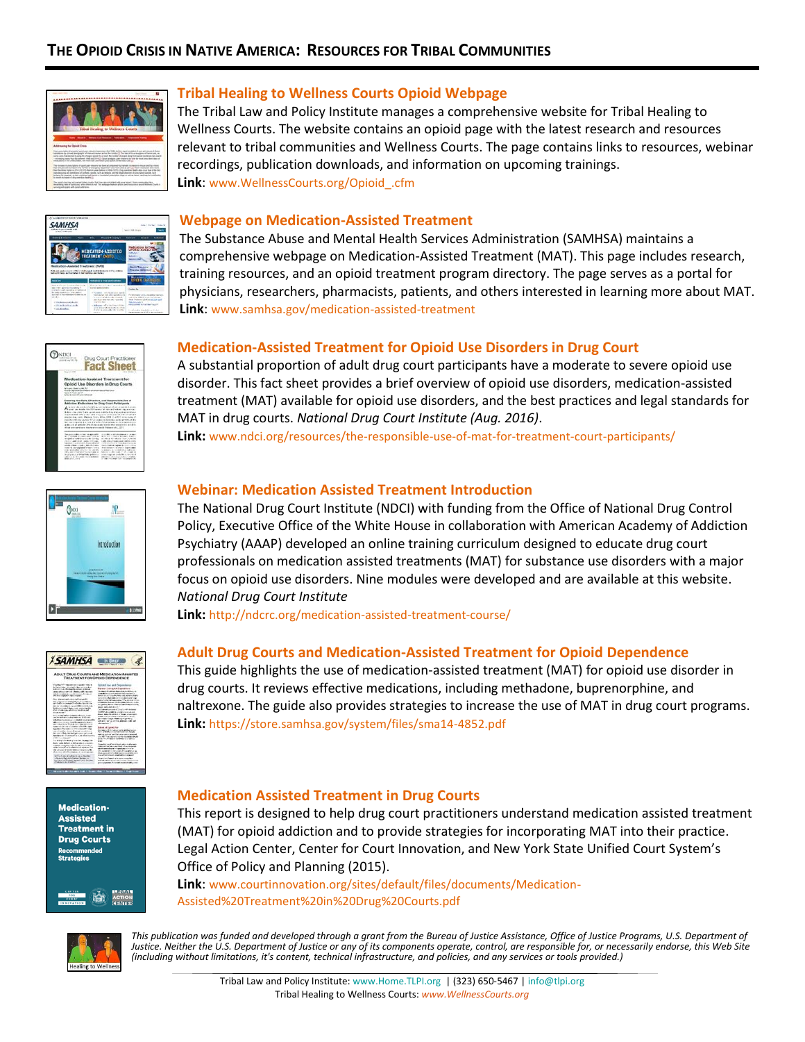# The Opioid Crisis in Native America: Resources for Tribal Communities

## Tribal Healing to Wellness Courts Opioid Webpage

The Tribal Law and Policy Institute manages a comprehensive website for Tribal Healing to Wellness Courts. The website contains an opioid page with the latest research and resources relevant to tribal communities and Wellness Courts. The page contains links to resources, webinar recordings, publication downloads, and information on upcoming trainings.

**Link**: www.WellnessCourts.org/Opioid_.cfm

## Webpage on Medication-Assisted Treatment

The Substance Abuse and Mental Health Services Administration (SAMHSA) maintains a comprehensive webpage on Medication-Assisted Treatment (MAT). This page includes research, training resources, and an opioid treatment program directory. The page serves as a portal for physicians, researchers, pharmacists, patients, and others interested in learning more about MAT.

**Link**: www.samhsa.gov/medication-assisted-treatment

## Medication-Assisted Treatment for Opioid Use Disorders in Drug Court

A substantial proportion of adult drug court participants have a moderate to severe opioid use disorder. This fact sheet provides a brief overview of opioid use disorders, medication-assisted treatment (MAT) available for opioid use disorders, and the best practices and legal standards for MAT in drug courts. *National Drug Court Institute (Aug. 2016)*.

**Link:** www.ndci.org/resources/the-responsible-use-of-mat-for-treatment-court-participants/

## Webinar: Medication Assisted Treatment Introduction

The National Drug Court Institute (NDCI) with funding from the Office of National Drug Control Policy, Executive Office of the White House in collaboration with American Academy of Addiction Psychiatry (AAAP) developed an online training curriculum designed to educate drug court professionals on medication assisted treatments (MAT) for substance use disorders with a major focus on opioid use disorders. Nine modules were developed and are available at this website. *National Drug Court Institute*

**Link:** http://ndcrc.org/medication-assisted-treatment-course/

## Adult Drug Courts and Medication-Assisted Treatment for Opioid Dependence

This guide highlights the use of medication-assisted treatment (MAT) for opioid use disorder in drug courts. It reviews effective medications, including methadone, buprenorphine, and naltrexone. The guide also provides strategies to increase the use of MAT in drug court programs.

**Link:** https://store.samhsa.gov/system/files/sma14-4852.pdf

## Medication Assisted Treatment in Drug Courts

This report is designed to help drug court practitioners understand medication assisted treatment (MAT) for opioid addiction and to provide strategies for incorporating MAT into their practice. Legal Action Center, Center for Court Innovation, and New York State Unified Court System's Office of Policy and Planning (2015).

**Link**: www.courtinnovation.org/sites/default/files/documents/Medication-Assisted%20Treatment%20in%20Drug%20Courts.pdf

*This publication was funded and developed through a grant from the Bureau of Justice Assistance, Office of Justice Programs, U.S. Department of Justice. Neither the U.S. Department of Justice or any of its components operate, control, are responsible for, or necessarily endorse, this Web Site (including without limitations, it's content, technical infrastructure, and policies, and any services or tools provided.)*

Tribal Law and Policy Institute: www.Home.TLPI.org | (323) 650-5467 | info@tlpi.org
Tribal Healing to Wellness Courts: *www.WellnessCourts.org*